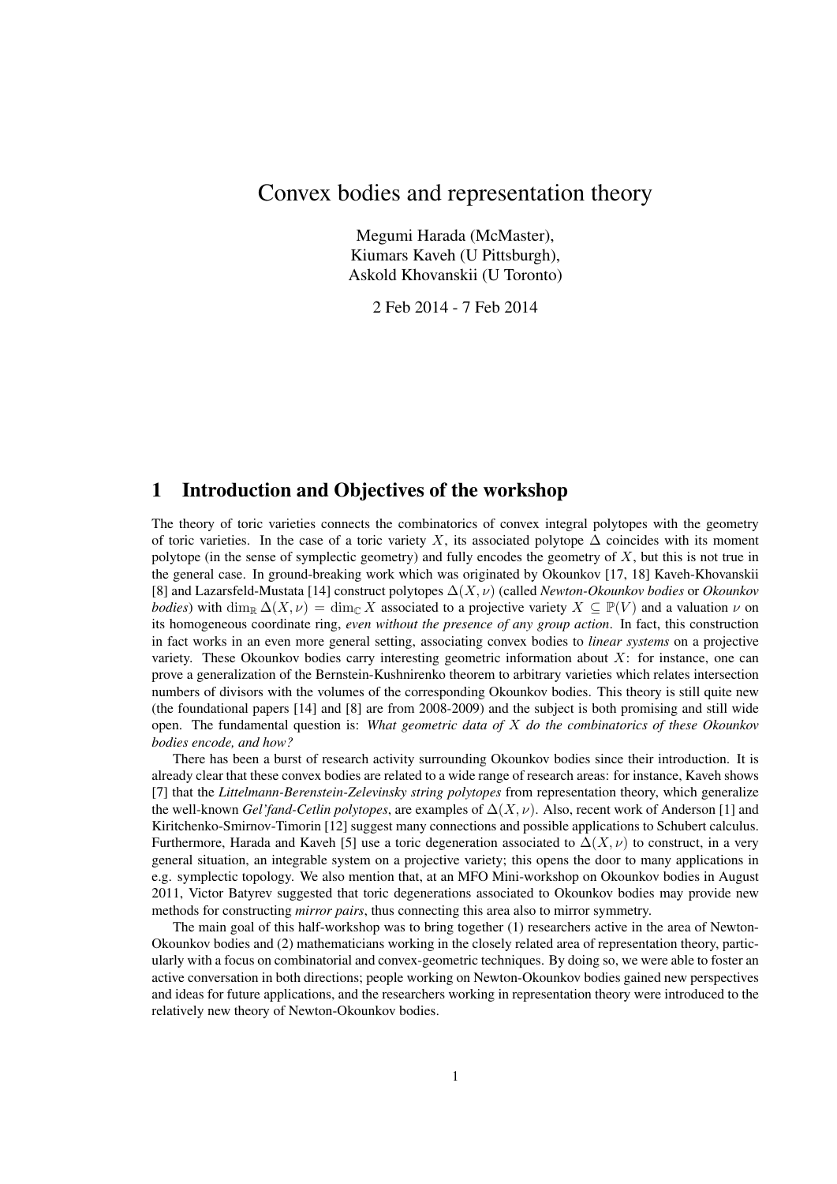# Convex bodies and representation theory

Megumi Harada (McMaster),
Kiumars Kaveh (U Pittsburgh),
Askold Khovanskii (U Toronto)

2 Feb 2014 - 7 Feb 2014

## 1 Introduction and Objectives of the workshop

The theory of toric varieties connects the combinatorics of convex integral polytopes with the geometry of toric varieties. In the case of a toric variety $X$, its associated polytope $\Delta$ coincides with its moment polytope (in the sense of symplectic geometry) and fully encodes the geometry of $X$, but this is not true in the general case. In ground-breaking work which was originated by Okounkov [17, 18] Kaveh-Khovanskii [8] and Lazarsfeld-Mustata [14] construct polytopes $\Delta(X, \nu)$ (called *Newton-Okounkov bodies* or *Okounkov bodies*) with $\dim_{\mathbb{R}} \Delta(X, \nu) = \dim_{\mathbb{C}} X$ associated to a projective variety $X \subseteq \mathbb{P}(V)$ and a valuation $\nu$ on its homogeneous coordinate ring, *even without the presence of any group action*. In fact, this construction in fact works in an even more general setting, associating convex bodies to *linear systems* on a projective variety. These Okounkov bodies carry interesting geometric information about $X$: for instance, one can prove a generalization of the Bernstein-Kushnirenko theorem to arbitrary varieties which relates intersection numbers of divisors with the volumes of the corresponding Okounkov bodies. This theory is still quite new (the foundational papers [14] and [8] are from 2008-2009) and the subject is both promising and still wide open. The fundamental question is: *What geometric data of $X$ do the combinatorics of these Okounkov bodies encode, and how?*

There has been a burst of research activity surrounding Okounkov bodies since their introduction. It is already clear that these convex bodies are related to a wide range of research areas: for instance, Kaveh shows [7] that the *Littelmann-Berenstein-Zelevinsky string polytopes* from representation theory, which generalize the well-known *Gel'fand-Cetlin polytopes*, are examples of $\Delta(X, \nu)$. Also, recent work of Anderson [1] and Kiritchenko-Smirnov-Timorin [12] suggest many connections and possible applications to Schubert calculus. Furthermore, Harada and Kaveh [5] use a toric degeneration associated to $\Delta(X, \nu)$ to construct, in a very general situation, an integrable system on a projective variety; this opens the door to many applications in e.g. symplectic topology. We also mention that, at an MFO Mini-workshop on Okounkov bodies in August 2011, Victor Batyrev suggested that toric degenerations associated to Okounkov bodies may provide new methods for constructing *mirror pairs*, thus connecting this area also to mirror symmetry.

The main goal of this half-workshop was to bring together (1) researchers active in the area of Newton-Okounkov bodies and (2) mathematicians working in the closely related area of representation theory, particularly with a focus on combinatorial and convex-geometric techniques. By doing so, we were able to foster an active conversation in both directions; people working on Newton-Okounkov bodies gained new perspectives and ideas for future applications, and the researchers working in representation theory were introduced to the relatively new theory of Newton-Okounkov bodies.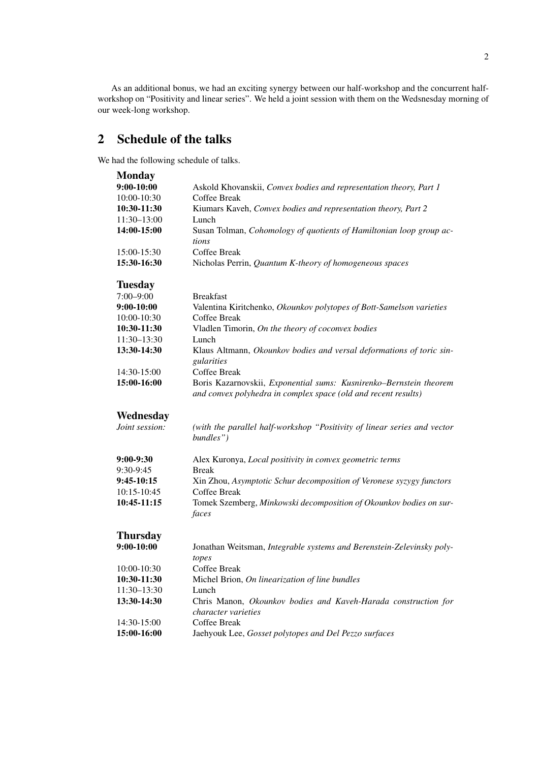As an additional bonus, we had an exciting synergy between our half-workshop and the concurrent half-workshop on "Positivity and linear series". We held a joint session with them on the Wedsnesday morning of our week-long workshop.

## 2 Schedule of the talks

We had the following schedule of talks.

### Monday

| | |
|---|---|
| **9:00-10:00** | Askold Khovanskii, *Convex bodies and representation theory, Part 1* |
| 10:00-10:30 | Coffee Break |
| **10:30-11:30** | Kiumars Kaveh, *Convex bodies and representation theory, Part 2* |
| 11:30–13:00 | Lunch |
| **14:00-15:00** | Susan Tolman, *Cohomology of quotients of Hamiltonian loop group actions* |
| 15:00-15:30 | Coffee Break |
| **15:30-16:30** | Nicholas Perrin, *Quantum K-theory of homogeneous spaces* |

### Tuesday

| | |
|---|---|
| 7:00–9:00 | Breakfast |
| **9:00-10:00** | Valentina Kiritchenko, *Okounkov polytopes of Bott-Samelson varieties* |
| 10:00-10:30 | Coffee Break |
| **10:30-11:30** | Vladlen Timorin, *On the theory of coconvex bodies* |
| 11:30–13:30 | Lunch |
| **13:30-14:30** | Klaus Altmann, *Okounkov bodies and versal deformations of toric singularities* |
| 14:30-15:00 | Coffee Break |
| **15:00-16:00** | Boris Kazarnovskii, *Exponential sums: Kusnirenko–Bernstein theorem and convex polyhedra in complex space (old and recent results)* |

### Wednesday

| | |
|---|---|
| *Joint session:* | *(with the parallel half-workshop "Positivity of linear series and vector bundles")* |
| **9:00-9:30** | Alex Kuronya, *Local positivity in convex geometric terms* |
| 9:30-9:45 | Break |
| **9:45-10:15** | Xin Zhou, *Asymptotic Schur decomposition of Veronese syzygy functors* |
| 10:15-10:45 | Coffee Break |
| **10:45-11:15** | Tomek Szemberg, *Minkowski decomposition of Okounkov bodies on surfaces* |

### Thursday

| | |
|---|---|
| **9:00-10:00** | Jonathan Weitsman, *Integrable systems and Berenstein-Zelevinsky polytopes* |
| 10:00-10:30 | Coffee Break |
| **10:30-11:30** | Michel Brion, *On linearization of line bundles* |
| 11:30–13:30 | Lunch |
| **13:30-14:30** | Chris Manon, *Okounkov bodies and Kaveh-Harada construction for character varieties* |
| 14:30-15:00 | Coffee Break |
| **15:00-16:00** | Jaehyouk Lee, *Gosset polytopes and Del Pezzo surfaces* |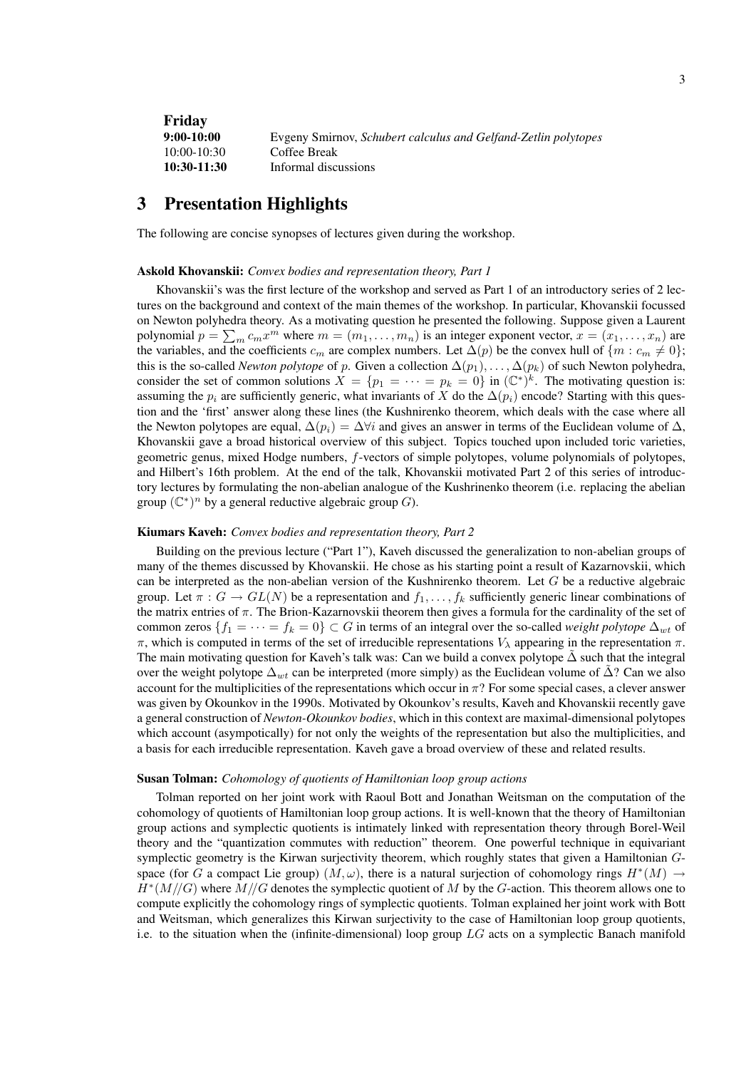**Friday**

| | |
|---|---|
| **9:00-10:00** | Evgeny Smirnov, *Schubert calculus and Gelfand-Zetlin polytopes* |
| 10:00-10:30 | Coffee Break |
| **10:30-11:30** | Informal discussions |

# 3 Presentation Highlights

The following are concise synopses of lectures given during the workshop.

**Askold Khovanskii:** *Convex bodies and representation theory, Part 1*

Khovanskii's was the first lecture of the workshop and served as Part 1 of an introductory series of 2 lectures on the background and context of the main themes of the workshop. In particular, Khovanskii focussed on Newton polyhedra theory. As a motivating question he presented the following. Suppose given a Laurent polynomial $p = \sum_m c_m x^m$ where $m = (m_1, \ldots, m_n)$ is an integer exponent vector, $x = (x_1, \ldots, x_n)$ are the variables, and the coefficients $c_m$ are complex numbers. Let $\Delta(p)$ be the convex hull of $\{m : c_m \neq 0\}$; this is the so-called *Newton polytope* of $p$. Given a collection $\Delta(p_1), \ldots, \Delta(p_k)$ of such Newton polyhedra, consider the set of common solutions $X = \{p_1 = \cdots = p_k = 0\}$ in $(\mathbb{C}^*)^k$. The motivating question is: assuming the $p_i$ are sufficiently generic, what invariants of $X$ do the $\Delta(p_i)$ encode? Starting with this question and the 'first' answer along these lines (the Kushnirenko theorem, which deals with the case where all the Newton polytopes are equal, $\Delta(p_i) = \Delta \forall i$ and gives an answer in terms of the Euclidean volume of $\Delta$, Khovanskii gave a broad historical overview of this subject. Topics touched upon included toric varieties, geometric genus, mixed Hodge numbers, $f$-vectors of simple polytopes, volume polynomials of polytopes, and Hilbert's 16th problem. At the end of the talk, Khovanskii motivated Part 2 of this series of introductory lectures by formulating the non-abelian analogue of the Kushrinenko theorem (i.e. replacing the abelian group $(\mathbb{C}^*)^n$ by a general reductive algebraic group $G$).

**Kiumars Kaveh:** *Convex bodies and representation theory, Part 2*

Building on the previous lecture ("Part 1"), Kaveh discussed the generalization to non-abelian groups of many of the themes discussed by Khovanskii. He chose as his starting point a result of Kazarnovskii, which can be interpreted as the non-abelian version of the Kushnirenko theorem. Let $G$ be a reductive algebraic group. Let $\pi : G \to GL(N)$ be a representation and $f_1, \ldots, f_k$ sufficiently generic linear combinations of the matrix entries of $\pi$. The Brion-Kazarnovskii theorem then gives a formula for the cardinality of the set of common zeros $\{f_1 = \cdots = f_k = 0\} \subset G$ in terms of an integral over the so-called *weight polytope* $\Delta_{wt}$ of $\pi$, which is computed in terms of the set of irreducible representations $V_\lambda$ appearing in the representation $\pi$. The main motivating question for Kaveh's talk was: Can we build a convex polytope $\tilde{\Delta}$ such that the integral over the weight polytope $\Delta_{wt}$ can be interpreted (more simply) as the Euclidean volume of $\tilde{\Delta}$? Can we also account for the multiplicities of the representations which occur in $\pi$? For some special cases, a clever answer was given by Okounkov in the 1990s. Motivated by Okounkov's results, Kaveh and Khovanskii recently gave a general construction of *Newton-Okounkov bodies*, which in this context are maximal-dimensional polytopes which account (asympotically) for not only the weights of the representation but also the multiplicities, and a basis for each irreducible representation. Kaveh gave a broad overview of these and related results.

**Susan Tolman:** *Cohomology of quotients of Hamiltonian loop group actions*

Tolman reported on her joint work with Raoul Bott and Jonathan Weitsman on the computation of the cohomology of quotients of Hamiltonian loop group actions. It is well-known that the theory of Hamiltonian group actions and symplectic quotients is intimately linked with representation theory through Borel-Weil theory and the "quantization commutes with reduction" theorem. One powerful technique in equivariant symplectic geometry is the Kirwan surjectivity theorem, which roughly states that given a Hamiltonian $G$-space (for $G$ a compact Lie group) $(M, \omega)$, there is a natural surjection of cohomology rings $H^*(M) \to H^*(M//G)$ where $M//G$ denotes the symplectic quotient of $M$ by the $G$-action. This theorem allows one to compute explicitly the cohomology rings of symplectic quotients. Tolman explained her joint work with Bott and Weitsman, which generalizes this Kirwan surjectivity to the case of Hamiltonian loop group quotients, i.e. to the situation when the (infinite-dimensional) loop group $LG$ acts on a symplectic Banach manifold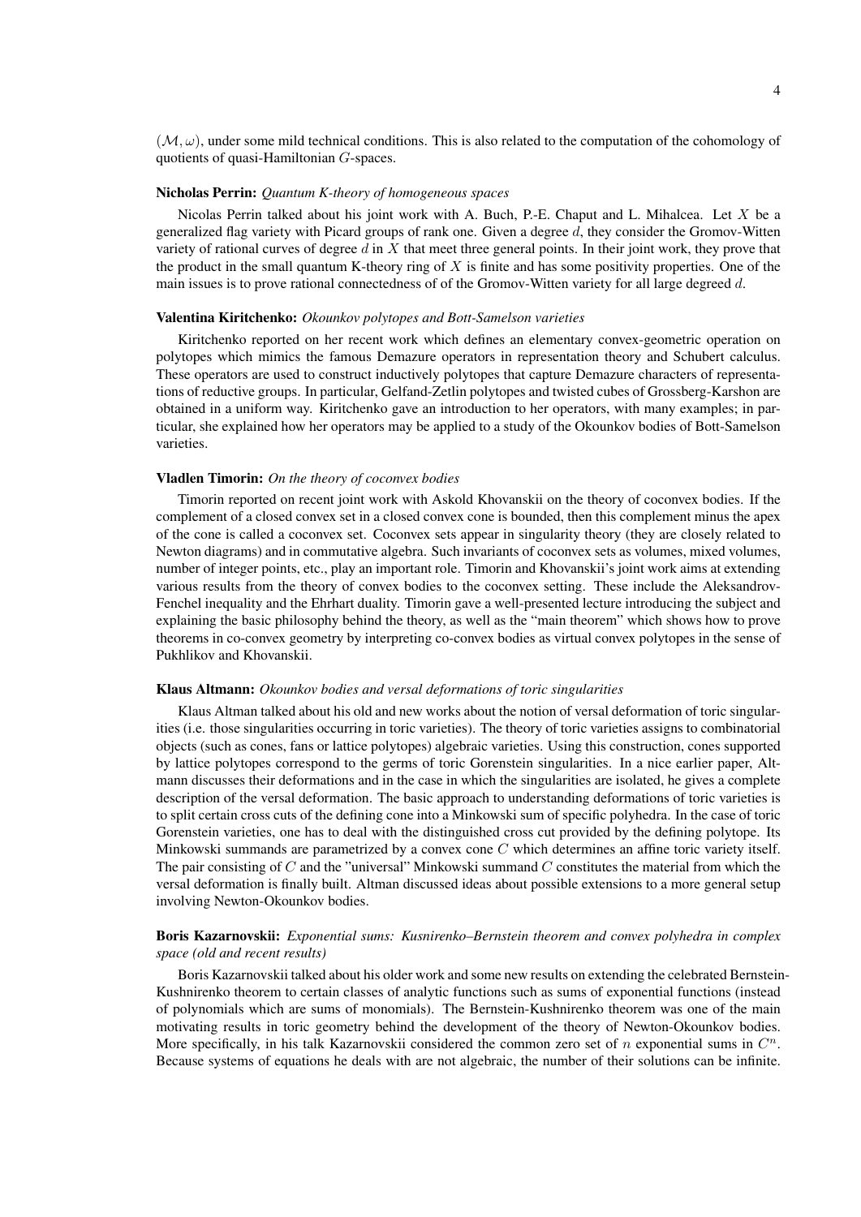$(\mathcal{M}, \omega)$, under some mild technical conditions. This is also related to the computation of the cohomology of quotients of quasi-Hamiltonian $G$-spaces.

**Nicholas Perrin:** *Quantum K-theory of homogeneous spaces*

Nicolas Perrin talked about his joint work with A. Buch, P.-E. Chaput and L. Mihalcea. Let $X$ be a generalized flag variety with Picard groups of rank one. Given a degree $d$, they consider the Gromov-Witten variety of rational curves of degree $d$ in $X$ that meet three general points. In their joint work, they prove that the product in the small quantum K-theory ring of $X$ is finite and has some positivity properties. One of the main issues is to prove rational connectedness of of the Gromov-Witten variety for all large degreed $d$.

**Valentina Kiritchenko:** *Okounkov polytopes and Bott-Samelson varieties*

Kiritchenko reported on her recent work which defines an elementary convex-geometric operation on polytopes which mimics the famous Demazure operators in representation theory and Schubert calculus. These operators are used to construct inductively polytopes that capture Demazure characters of representations of reductive groups. In particular, Gelfand-Zetlin polytopes and twisted cubes of Grossberg-Karshon are obtained in a uniform way. Kiritchenko gave an introduction to her operators, with many examples; in particular, she explained how her operators may be applied to a study of the Okounkov bodies of Bott-Samelson varieties.

**Vladlen Timorin:** *On the theory of coconvex bodies*

Timorin reported on recent joint work with Askold Khovanskii on the theory of coconvex bodies. If the complement of a closed convex set in a closed convex cone is bounded, then this complement minus the apex of the cone is called a coconvex set. Coconvex sets appear in singularity theory (they are closely related to Newton diagrams) and in commutative algebra. Such invariants of coconvex sets as volumes, mixed volumes, number of integer points, etc., play an important role. Timorin and Khovanskii's joint work aims at extending various results from the theory of convex bodies to the coconvex setting. These include the Aleksandrov-Fenchel inequality and the Ehrhart duality. Timorin gave a well-presented lecture introducing the subject and explaining the basic philosophy behind the theory, as well as the "main theorem" which shows how to prove theorems in co-convex geometry by interpreting co-convex bodies as virtual convex polytopes in the sense of Pukhlikov and Khovanskii.

**Klaus Altmann:** *Okounkov bodies and versal deformations of toric singularities*

Klaus Altman talked about his old and new works about the notion of versal deformation of toric singularities (i.e. those singularities occurring in toric varieties). The theory of toric varieties assigns to combinatorial objects (such as cones, fans or lattice polytopes) algebraic varieties. Using this construction, cones supported by lattice polytopes correspond to the germs of toric Gorenstein singularities. In a nice earlier paper, Altmann discusses their deformations and in the case in which the singularities are isolated, he gives a complete description of the versal deformation. The basic approach to understanding deformations of toric varieties is to split certain cross cuts of the defining cone into a Minkowski sum of specific polyhedra. In the case of toric Gorenstein varieties, one has to deal with the distinguished cross cut provided by the defining polytope. Its Minkowski summands are parametrized by a convex cone $C$ which determines an affine toric variety itself. The pair consisting of $C$ and the "universal" Minkowski summand $C$ constitutes the material from which the versal deformation is finally built. Altman discussed ideas about possible extensions to a more general setup involving Newton-Okounkov bodies.

**Boris Kazarnovskii:** *Exponential sums: Kusnirenko–Bernstein theorem and convex polyhedra in complex space (old and recent results)*

Boris Kazarnovskii talked about his older work and some new results on extending the celebrated Bernstein-Kushnirenko theorem to certain classes of analytic functions such as sums of exponential functions (instead of polynomials which are sums of monomials). The Bernstein-Kushnirenko theorem was one of the main motivating results in toric geometry behind the development of the theory of Newton-Okounkov bodies. More specifically, in his talk Kazarnovskii considered the common zero set of $n$ exponential sums in $C^n$. Because systems of equations he deals with are not algebraic, the number of their solutions can be infinite.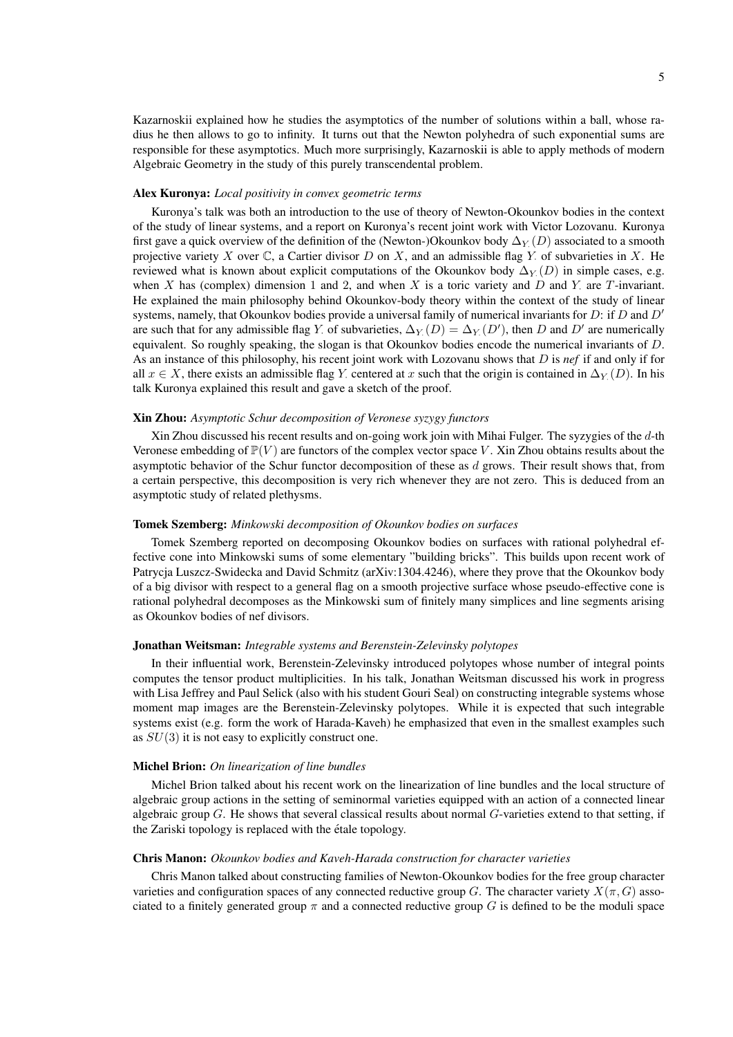Kazarnoskii explained how he studies the asymptotics of the number of solutions within a ball, whose radius he then allows to go to infinity. It turns out that the Newton polyhedra of such exponential sums are responsible for these asymptotics. Much more surprisingly, Kazarnoskii is able to apply methods of modern Algebraic Geometry in the study of this purely transcendental problem.

**Alex Kuronya:** *Local positivity in convex geometric terms*

Kuronya's talk was both an introduction to the use of theory of Newton-Okounkov bodies in the context of the study of linear systems, and a report on Kuronya's recent joint work with Victor Lozovanu. Kuronya first gave a quick overview of the definition of the (Newton-)Okounkov body $\Delta_{Y_\cdot}(D)$ associated to a smooth projective variety $X$ over $\mathbb{C}$, a Cartier divisor $D$ on $X$, and an admissible flag $Y_\cdot$ of subvarieties in $X$. He reviewed what is known about explicit computations of the Okounkov body $\Delta_{Y_\cdot}(D)$ in simple cases, e.g. when $X$ has (complex) dimension 1 and 2, and when $X$ is a toric variety and $D$ and $Y_\cdot$ are $T$-invariant. He explained the main philosophy behind Okounkov-body theory within the context of the study of linear systems, namely, that Okounkov bodies provide a universal family of numerical invariants for $D$: if $D$ and $D'$ are such that for any admissible flag $Y_\cdot$ of subvarieties, $\Delta_{Y_\cdot}(D) = \Delta_{Y_\cdot}(D')$, then $D$ and $D'$ are numerically equivalent. So roughly speaking, the slogan is that Okounkov bodies encode the numerical invariants of $D$. As an instance of this philosophy, his recent joint work with Lozovanu shows that $D$ is *nef* if and only if for all $x \in X$, there exists an admissible flag $Y_\cdot$ centered at $x$ such that the origin is contained in $\Delta_{Y_\cdot}(D)$. In his talk Kuronya explained this result and gave a sketch of the proof.

**Xin Zhou:** *Asymptotic Schur decomposition of Veronese syzygy functors*

Xin Zhou discussed his recent results and on-going work join with Mihai Fulger. The syzygies of the $d$-th Veronese embedding of $\mathbb{P}(V)$ are functors of the complex vector space $V$. Xin Zhou obtains results about the asymptotic behavior of the Schur functor decomposition of these as $d$ grows. Their result shows that, from a certain perspective, this decomposition is very rich whenever they are not zero. This is deduced from an asymptotic study of related plethysms.

**Tomek Szemberg:** *Minkowski decomposition of Okounkov bodies on surfaces*

Tomek Szemberg reported on decomposing Okounkov bodies on surfaces with rational polyhedral effective cone into Minkowski sums of some elementary "building bricks". This builds upon recent work of Patrycja Luszcz-Swidecka and David Schmitz (arXiv:1304.4246), where they prove that the Okounkov body of a big divisor with respect to a general flag on a smooth projective surface whose pseudo-effective cone is rational polyhedral decomposes as the Minkowski sum of finitely many simplices and line segments arising as Okounkov bodies of nef divisors.

**Jonathan Weitsman:** *Integrable systems and Berenstein-Zelevinsky polytopes*

In their influential work, Berenstein-Zelevinsky introduced polytopes whose number of integral points computes the tensor product multiplicities. In his talk, Jonathan Weitsman discussed his work in progress with Lisa Jeffrey and Paul Selick (also with his student Gouri Seal) on constructing integrable systems whose moment map images are the Berenstein-Zelevinsky polytopes. While it is expected that such integrable systems exist (e.g. form the work of Harada-Kaveh) he emphasized that even in the smallest examples such as $SU(3)$ it is not easy to explicitly construct one.

**Michel Brion:** *On linearization of line bundles*

Michel Brion talked about his recent work on the linearization of line bundles and the local structure of algebraic group actions in the setting of seminormal varieties equipped with an action of a connected linear algebraic group $G$. He shows that several classical results about normal $G$-varieties extend to that setting, if the Zariski topology is replaced with the étale topology.

**Chris Manon:** *Okounkov bodies and Kaveh-Harada construction for character varieties*

Chris Manon talked about constructing families of Newton-Okounkov bodies for the free group character varieties and configuration spaces of any connected reductive group $G$. The character variety $X(\pi, G)$ associated to a finitely generated group $\pi$ and a connected reductive group $G$ is defined to be the moduli space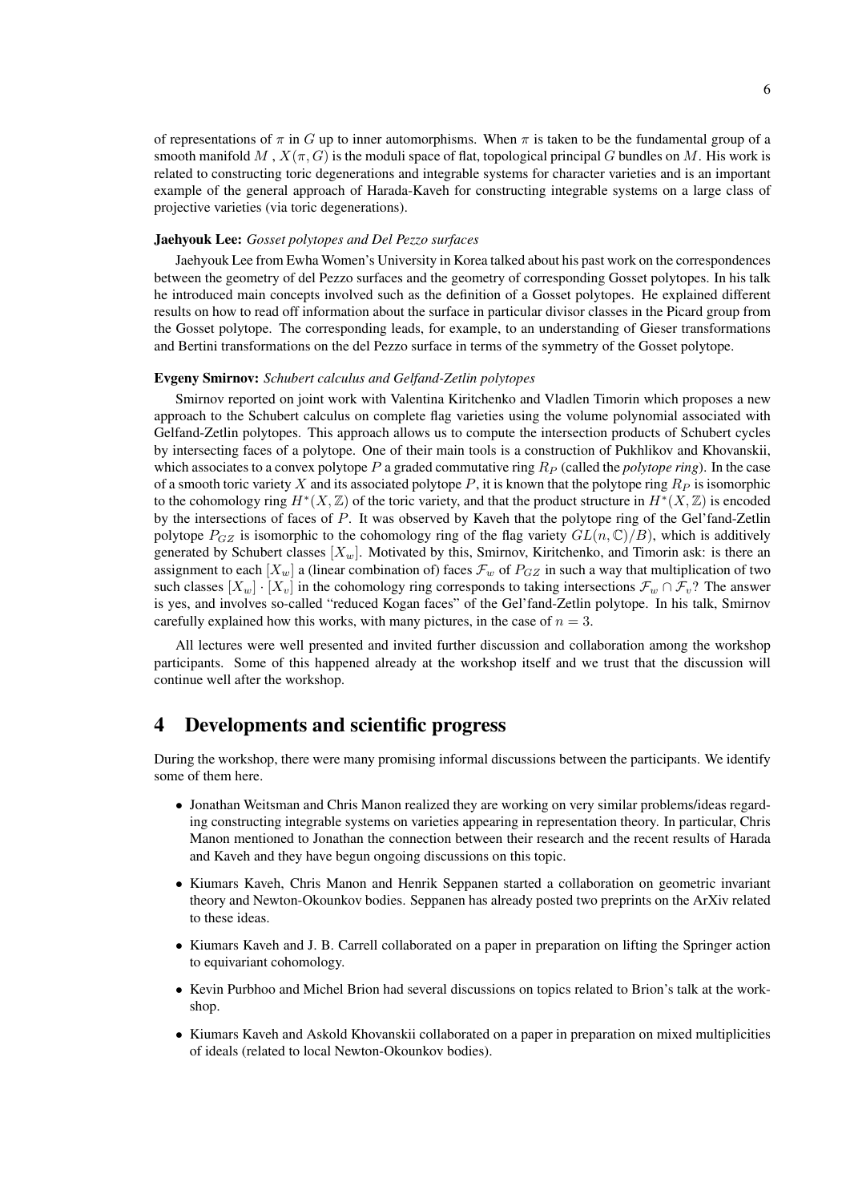of representations of $\pi$ in $G$ up to inner automorphisms. When $\pi$ is taken to be the fundamental group of a smooth manifold $M$ , $X(\pi, G)$ is the moduli space of flat, topological principal $G$ bundles on $M$. His work is related to constructing toric degenerations and integrable systems for character varieties and is an important example of the general approach of Harada-Kaveh for constructing integrable systems on a large class of projective varieties (via toric degenerations).

**Jaehyouk Lee:** *Gosset polytopes and Del Pezzo surfaces*

Jaehyouk Lee from Ewha Women's University in Korea talked about his past work on the correspondences between the geometry of del Pezzo surfaces and the geometry of corresponding Gosset polytopes. In his talk he introduced main concepts involved such as the definition of a Gosset polytopes. He explained different results on how to read off information about the surface in particular divisor classes in the Picard group from the Gosset polytope. The corresponding leads, for example, to an understanding of Gieser transformations and Bertini transformations on the del Pezzo surface in terms of the symmetry of the Gosset polytope.

**Evgeny Smirnov:** *Schubert calculus and Gelfand-Zetlin polytopes*

Smirnov reported on joint work with Valentina Kiritchenko and Vladlen Timorin which proposes a new approach to the Schubert calculus on complete flag varieties using the volume polynomial associated with Gelfand-Zetlin polytopes. This approach allows us to compute the intersection products of Schubert cycles by intersecting faces of a polytope. One of their main tools is a construction of Pukhlikov and Khovanskii, which associates to a convex polytope $P$ a graded commutative ring $R_P$ (called the *polytope ring*). In the case of a smooth toric variety $X$ and its associated polytope $P$, it is known that the polytope ring $R_P$ is isomorphic to the cohomology ring $H^*(X, \mathbb{Z})$ of the toric variety, and that the product structure in $H^*(X, \mathbb{Z})$ is encoded by the intersections of faces of $P$. It was observed by Kaveh that the polytope ring of the Gel'fand-Zetlin polytope $P_{GZ}$ is isomorphic to the cohomology ring of the flag variety $GL(n, \mathbb{C})/B)$, which is additively generated by Schubert classes $[X_w]$. Motivated by this, Smirnov, Kiritchenko, and Timorin ask: is there an assignment to each $[X_w]$ a (linear combination of) faces $\mathcal{F}_w$ of $P_{GZ}$ in such a way that multiplication of two such classes $[X_w] \cdot [X_v]$ in the cohomology ring corresponds to taking intersections $\mathcal{F}_w \cap \mathcal{F}_v$? The answer is yes, and involves so-called "reduced Kogan faces" of the Gel'fand-Zetlin polytope. In his talk, Smirnov carefully explained how this works, with many pictures, in the case of $n = 3$.

All lectures were well presented and invited further discussion and collaboration among the workshop participants. Some of this happened already at the workshop itself and we trust that the discussion will continue well after the workshop.

# 4 Developments and scientific progress

During the workshop, there were many promising informal discussions between the participants. We identify some of them here.

- Jonathan Weitsman and Chris Manon realized they are working on very similar problems/ideas regarding constructing integrable systems on varieties appearing in representation theory. In particular, Chris Manon mentioned to Jonathan the connection between their research and the recent results of Harada and Kaveh and they have begun ongoing discussions on this topic.
- Kiumars Kaveh, Chris Manon and Henrik Seppanen started a collaboration on geometric invariant theory and Newton-Okounkov bodies. Seppanen has already posted two preprints on the ArXiv related to these ideas.
- Kiumars Kaveh and J. B. Carrell collaborated on a paper in preparation on lifting the Springer action to equivariant cohomology.
- Kevin Purbhoo and Michel Brion had several discussions on topics related to Brion's talk at the workshop.
- Kiumars Kaveh and Askold Khovanskii collaborated on a paper in preparation on mixed multiplicities of ideals (related to local Newton-Okounkov bodies).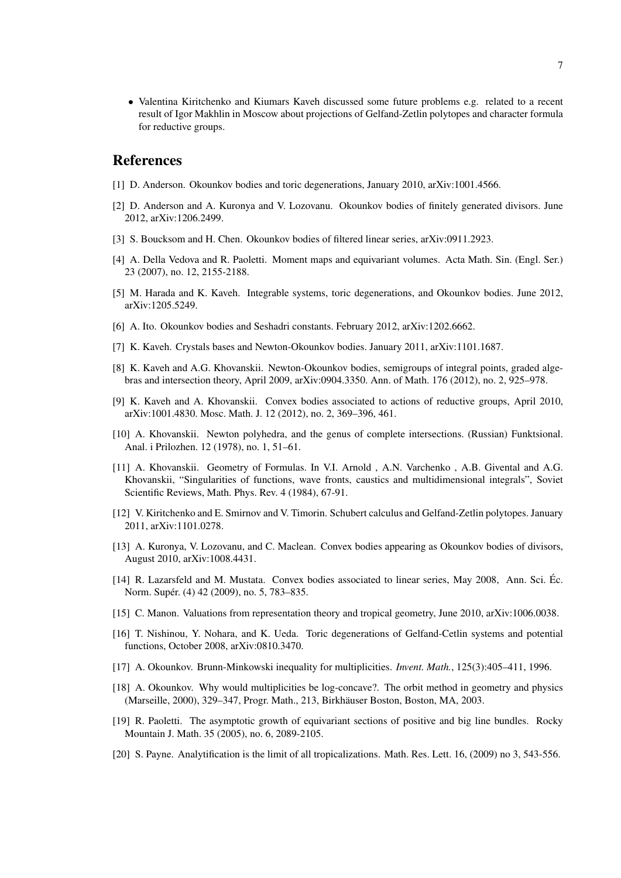- Valentina Kiritchenko and Kiumars Kaveh discussed some future problems e.g. related to a recent result of Igor Makhlin in Moscow about projections of Gelfand-Zetlin polytopes and character formula for reductive groups.

# References

[1] D. Anderson. Okounkov bodies and toric degenerations, January 2010, arXiv:1001.4566.

[2] D. Anderson and A. Kuronya and V. Lozovanu. Okounkov bodies of finitely generated divisors. June 2012, arXiv:1206.2499.

[3] S. Boucksom and H. Chen. Okounkov bodies of filtered linear series, arXiv:0911.2923.

[4] A. Della Vedova and R. Paoletti. Moment maps and equivariant volumes. Acta Math. Sin. (Engl. Ser.) 23 (2007), no. 12, 2155-2188.

[5] M. Harada and K. Kaveh. Integrable systems, toric degenerations, and Okounkov bodies. June 2012, arXiv:1205.5249.

[6] A. Ito. Okounkov bodies and Seshadri constants. February 2012, arXiv:1202.6662.

[7] K. Kaveh. Crystals bases and Newton-Okounkov bodies. January 2011, arXiv:1101.1687.

[8] K. Kaveh and A.G. Khovanskii. Newton-Okounkov bodies, semigroups of integral points, graded algebras and intersection theory, April 2009, arXiv:0904.3350. Ann. of Math. 176 (2012), no. 2, 925–978.

[9] K. Kaveh and A. Khovanskii. Convex bodies associated to actions of reductive groups, April 2010, arXiv:1001.4830. Mosc. Math. J. 12 (2012), no. 2, 369–396, 461.

[10] A. Khovanskii. Newton polyhedra, and the genus of complete intersections. (Russian) Funktsional. Anal. i Prilozhen. 12 (1978), no. 1, 51–61.

[11] A. Khovanskii. Geometry of Formulas. In V.I. Arnold , A.N. Varchenko , A.B. Givental and A.G. Khovanskii, "Singularities of functions, wave fronts, caustics and multidimensional integrals", Soviet Scientific Reviews, Math. Phys. Rev. 4 (1984), 67-91.

[12] V. Kiritchenko and E. Smirnov and V. Timorin. Schubert calculus and Gelfand-Zetlin polytopes. January 2011, arXiv:1101.0278.

[13] A. Kuronya, V. Lozovanu, and C. Maclean. Convex bodies appearing as Okounkov bodies of divisors, August 2010, arXiv:1008.4431.

[14] R. Lazarsfeld and M. Mustata. Convex bodies associated to linear series, May 2008, Ann. Sci. Éc. Norm. Supér. (4) 42 (2009), no. 5, 783–835.

[15] C. Manon. Valuations from representation theory and tropical geometry, June 2010, arXiv:1006.0038.

[16] T. Nishinou, Y. Nohara, and K. Ueda. Toric degenerations of Gelfand-Cetlin systems and potential functions, October 2008, arXiv:0810.3470.

[17] A. Okounkov. Brunn-Minkowski inequality for multiplicities. *Invent. Math.*, 125(3):405–411, 1996.

[18] A. Okounkov. Why would multiplicities be log-concave?. The orbit method in geometry and physics (Marseille, 2000), 329–347, Progr. Math., 213, Birkhäuser Boston, Boston, MA, 2003.

[19] R. Paoletti. The asymptotic growth of equivariant sections of positive and big line bundles. Rocky Mountain J. Math. 35 (2005), no. 6, 2089-2105.

[20] S. Payne. Analytification is the limit of all tropicalizations. Math. Res. Lett. 16, (2009) no 3, 543-556.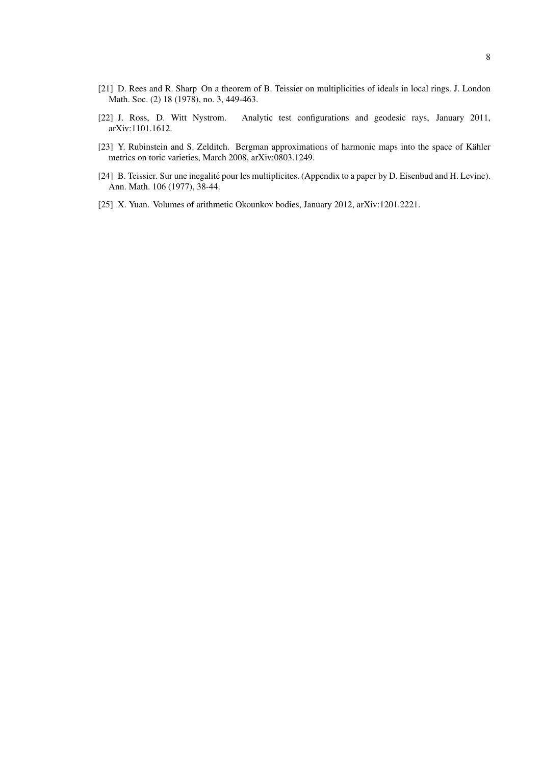[21] D. Rees and R. Sharp On a theorem of B. Teissier on multiplicities of ideals in local rings. J. London Math. Soc. (2) 18 (1978), no. 3, 449-463.

[22] J. Ross, D. Witt Nystrom. Analytic test configurations and geodesic rays, January 2011, arXiv:1101.1612.

[23] Y. Rubinstein and S. Zelditch. Bergman approximations of harmonic maps into the space of Kähler metrics on toric varieties, March 2008, arXiv:0803.1249.

[24] B. Teissier. Sur une inegalité pour les multiplicites. (Appendix to a paper by D. Eisenbud and H. Levine). Ann. Math. 106 (1977), 38-44.

[25] X. Yuan. Volumes of arithmetic Okounkov bodies, January 2012, arXiv:1201.2221.